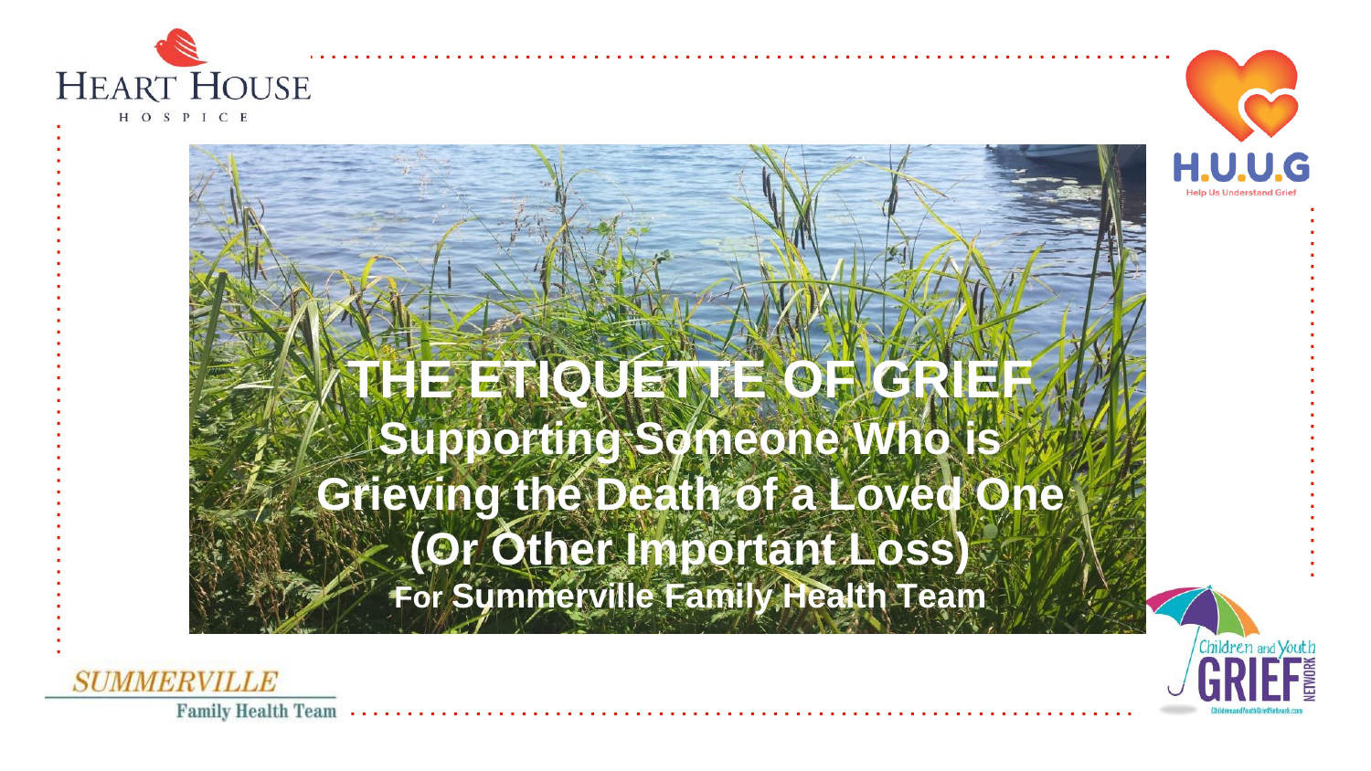# THE ETIQUETTE OF GRIEF

## Supporting Someone Who is Grieving the Death of a Loved One (Or Other Important Loss)

**For Summerville Family Health Team**

HEART HOUSE HOSPICE

H.U.U.G Help Us Understand Grief

SUMMERVILLE Family Health Team

Children and Youth GRIEF NETWORK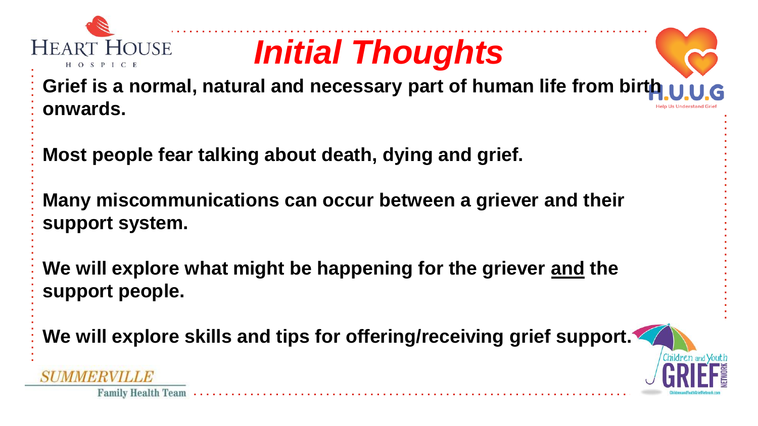# *Initial Thoughts*

**Grief is a normal, natural and necessary part of human life from birth onwards.**

**Most people fear talking about death, dying and grief.**

**Many miscommunications can occur between a griever and their support system.**

**We will explore what might be happening for the griever <u>and</u> the support people.**

**We will explore skills and tips for offering/receiving grief support.**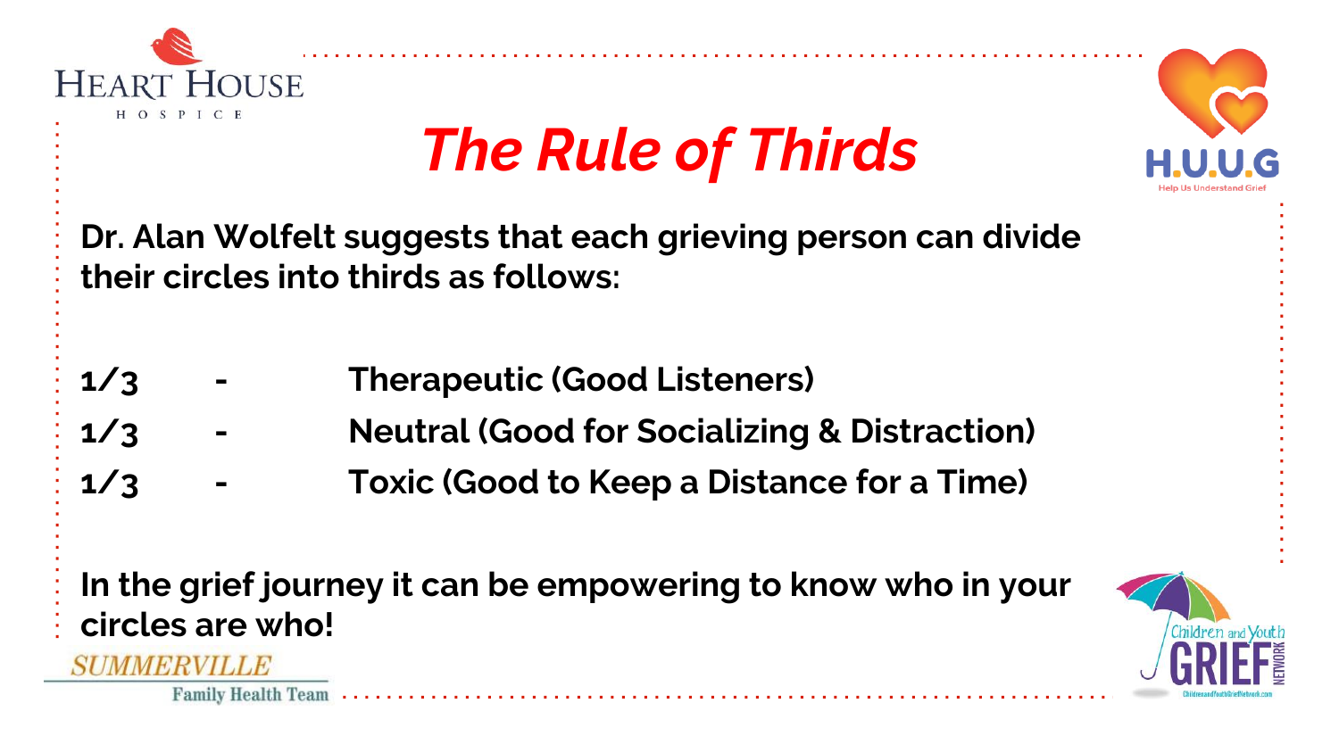# *The Rule of Thirds*

**Dr. Alan Wolfelt suggests that each grieving person can divide their circles into thirds as follows:**

| | | |
|---|---|---|
| **1/3** | **-** | **Therapeutic (Good Listeners)** |
| **1/3** | **-** | **Neutral (Good for Socializing & Distraction)** |
| **1/3** | **-** | **Toxic (Good to Keep a Distance for a Time)** |

**In the grief journey it can be empowering to know who in your circles are who!**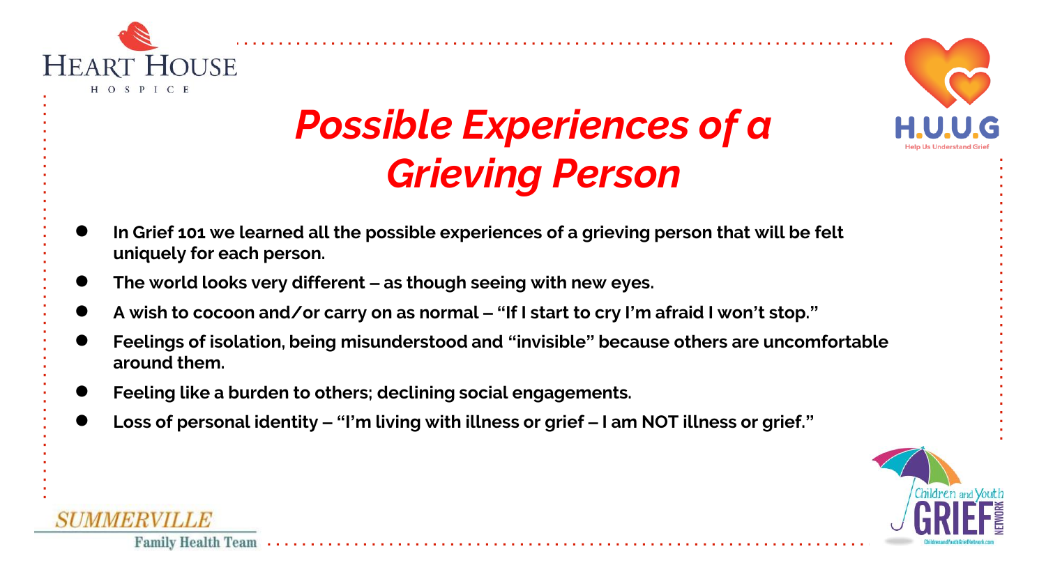# *Possible Experiences of a Grieving Person*

- **In Grief 101 we learned all the possible experiences of a grieving person that will be felt uniquely for each person.**
- **The world looks very different – as though seeing with new eyes.**
- **A wish to cocoon and/or carry on as normal – "If I start to cry I'm afraid I won't stop."**
- **Feelings of isolation, being misunderstood and "invisible" because others are uncomfortable around them.**
- **Feeling like a burden to others; declining social engagements.**
- **Loss of personal identity – "I'm living with illness or grief – I am NOT illness or grief."**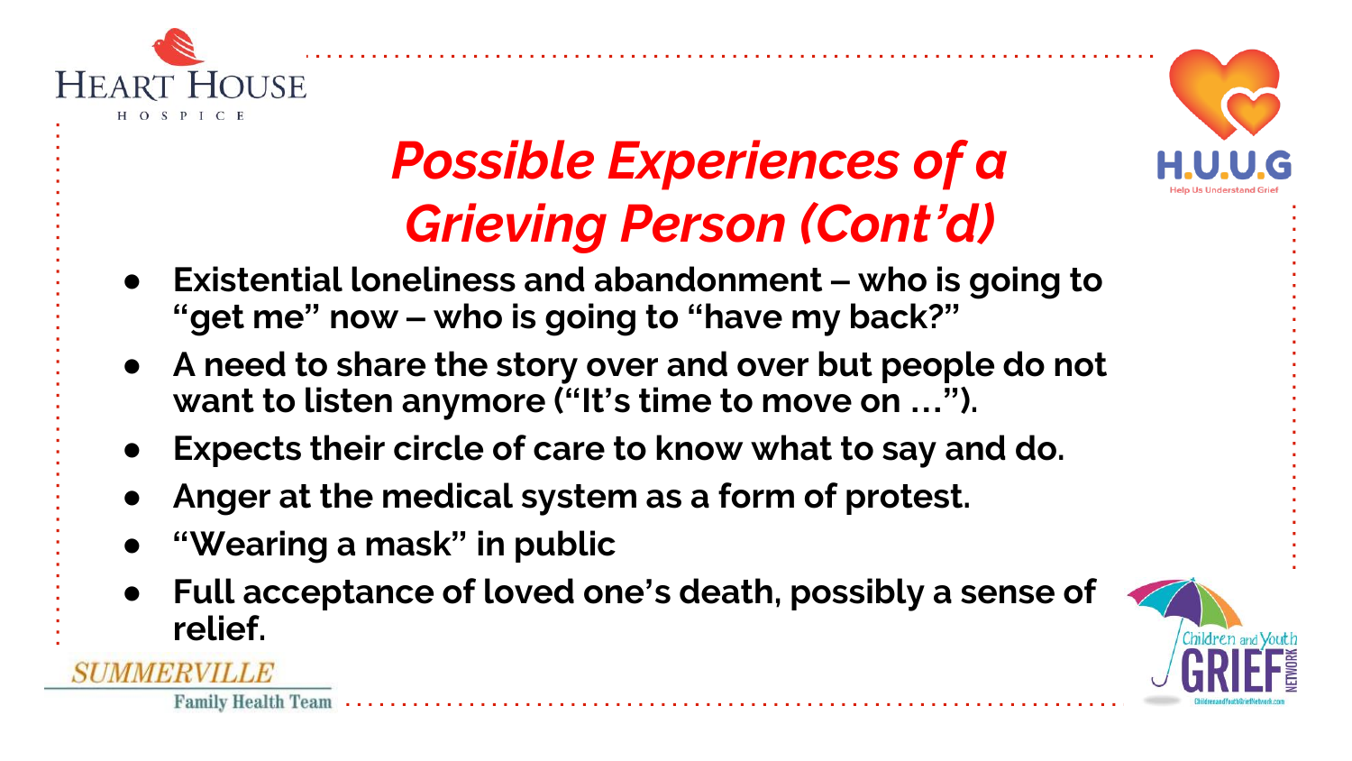# *Possible Experiences of a Grieving Person (Cont'd)*

- **Existential loneliness and abandonment – who is going to "get me" now – who is going to "have my back?"**
- **A need to share the story over and over but people do not want to listen anymore ("It's time to move on …").**
- **Expects their circle of care to know what to say and do.**
- **Anger at the medical system as a form of protest.**
- **"Wearing a mask" in public**
- **Full acceptance of loved one's death, possibly a sense of relief.**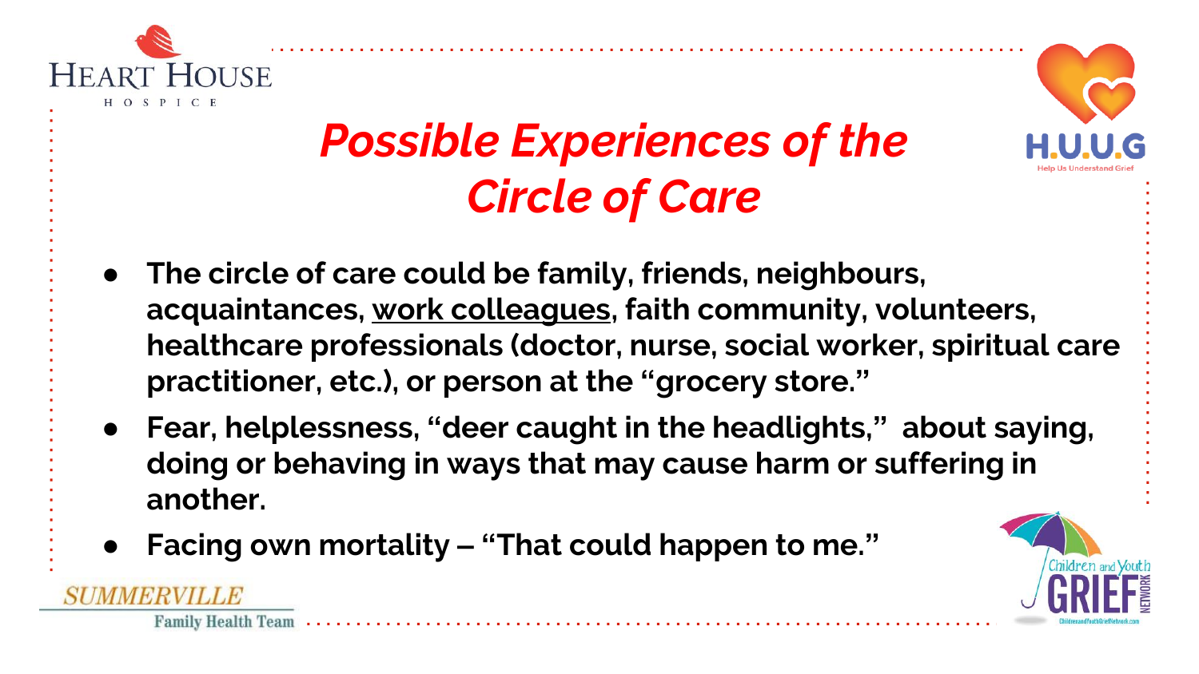# *Possible Experiences of the Circle of Care*

- **The circle of care could be family, friends, neighbours, acquaintances, <u>work colleagues</u>, faith community, volunteers, healthcare professionals (doctor, nurse, social worker, spiritual care practitioner, etc.), or person at the "grocery store."**
- **Fear, helplessness, "deer caught in the headlights," about saying, doing or behaving in ways that may cause harm or suffering in another.**
- **Facing own mortality – "That could happen to me."**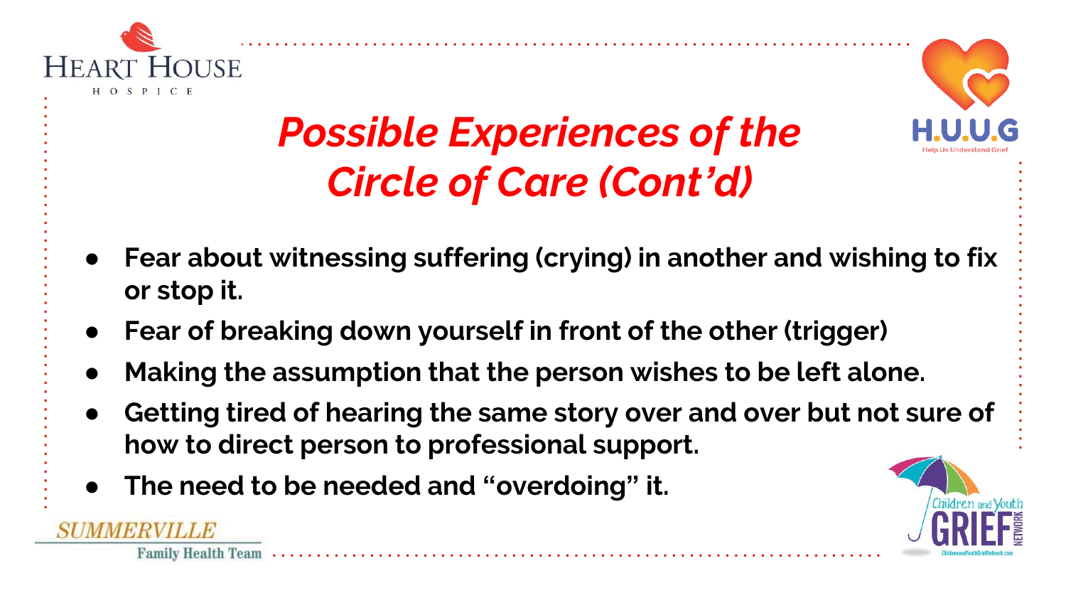# *Possible Experiences of the Circle of Care (Cont'd)*

- **Fear about witnessing suffering (crying) in another and wishing to fix or stop it.**
- **Fear of breaking down yourself in front of the other (trigger)**
- **Making the assumption that the person wishes to be left alone.**
- **Getting tired of hearing the same story over and over but not sure of how to direct person to professional support.**
- **The need to be needed and "overdoing" it.**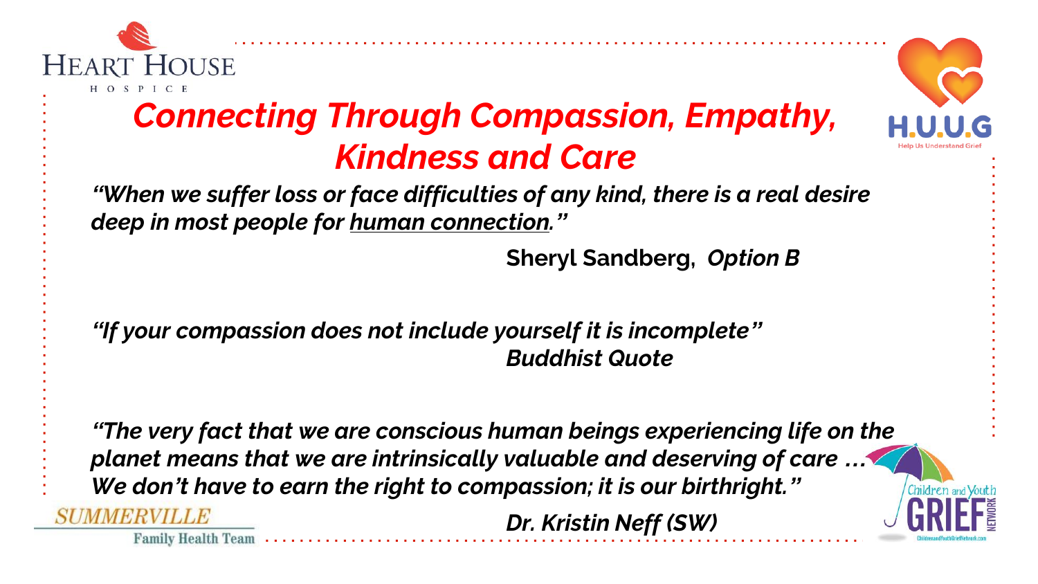# *Connecting Through Compassion, Empathy, Kindness and Care*

***"When we suffer loss or face difficulties of any kind, there is a real desire deep in most people for <u>human connection</u>."***

**Sheryl Sandberg, *Option B***

***"If your compassion does not include yourself it is incomplete"***

***Buddhist Quote***

***"The very fact that we are conscious human beings experiencing life on the planet means that we are intrinsically valuable and deserving of care … We don't have to earn the right to compassion; it is our birthright."***

***Dr. Kristin Neff (SW)***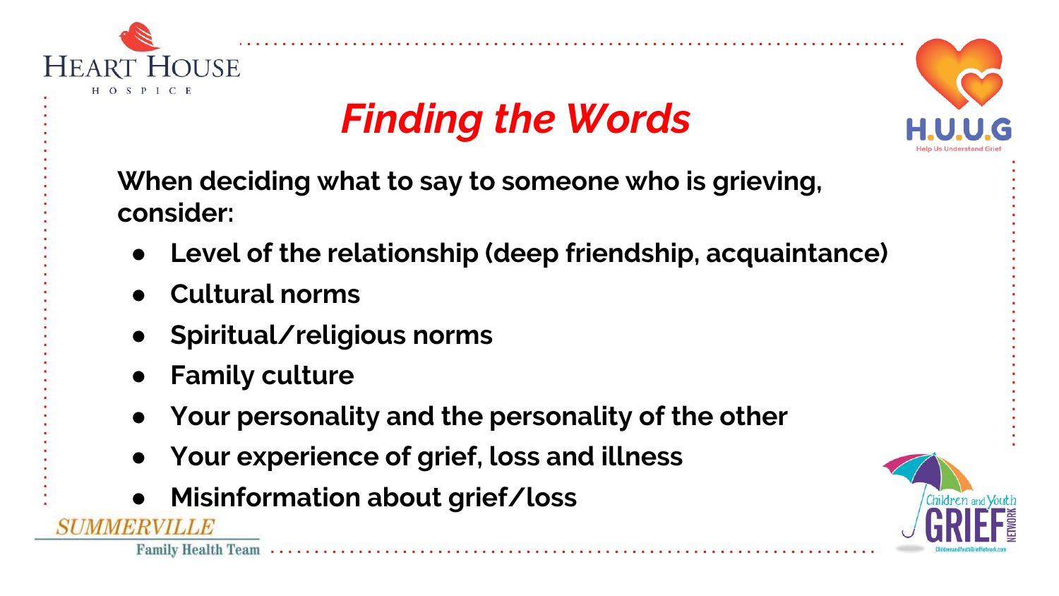# *Finding the Words*

**When deciding what to say to someone who is grieving, consider:**

- **Level of the relationship (deep friendship, acquaintance)**
- **Cultural norms**
- **Spiritual/religious norms**
- **Family culture**
- **Your personality and the personality of the other**
- **Your experience of grief, loss and illness**
- **Misinformation about grief/loss**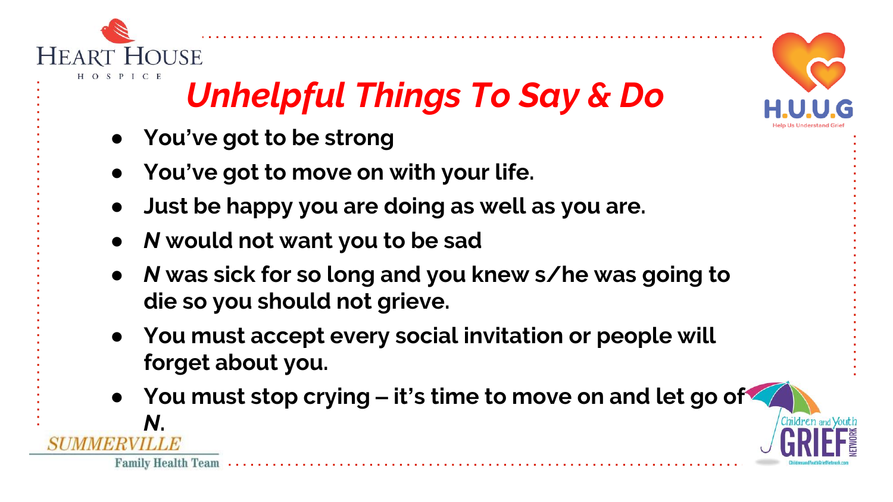# *Unhelpful Things To Say & Do*

- **You've got to be strong**
- **You've got to move on with your life.**
- **Just be happy you are doing as well as you are.**
- ***N* would not want you to be sad**
- ***N* was sick for so long and you knew s/he was going to die so you should not grieve.**
- **You must accept every social invitation or people will forget about you.**
- **You must stop crying – it's time to move on and let go of *N*.**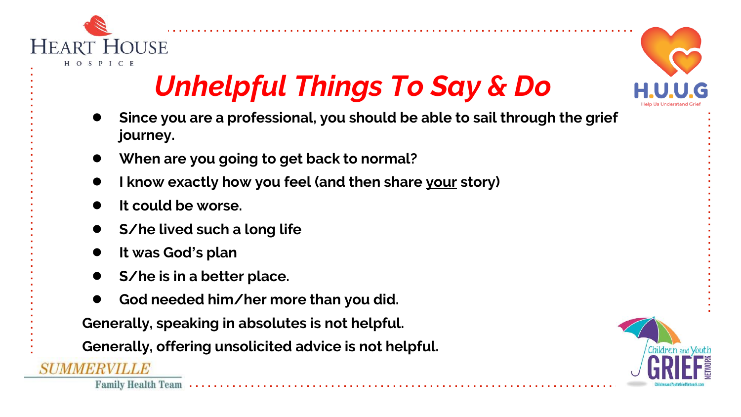# *Unhelpful Things To Say & Do*

- **Since you are a professional, you should be able to sail through the grief journey.**
- **When are you going to get back to normal?**
- **I know exactly how you feel (and then share <u>your</u> story)**
- **It could be worse.**
- **S/he lived such a long life**
- **It was God's plan**
- **S/he is in a better place.**
- **God needed him/her more than you did.**

**Generally, speaking in absolutes is not helpful.**

**Generally, offering unsolicited advice is not helpful.**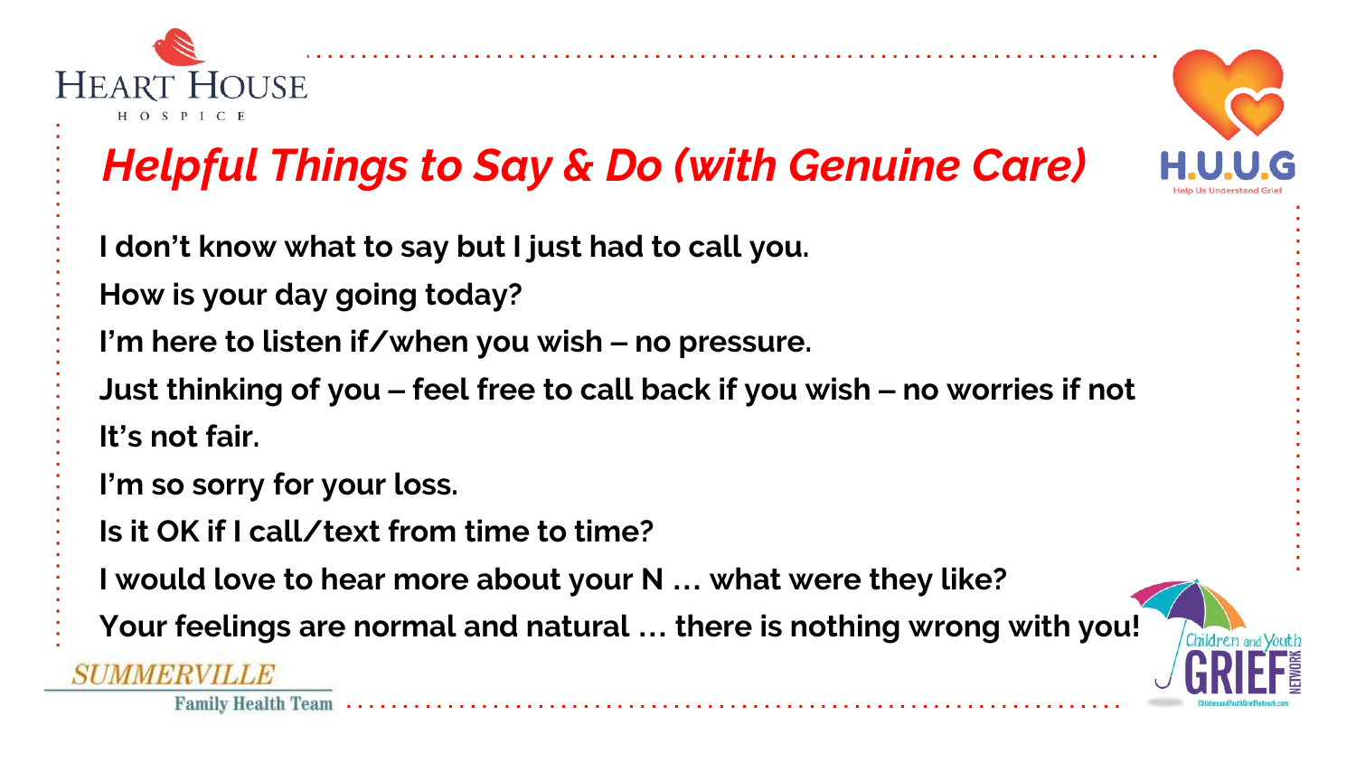# *Helpful Things to Say & Do (with Genuine Care)*

**I don't know what to say but I just had to call you.**

**How is your day going today?**

**I'm here to listen if/when you wish – no pressure.**

**Just thinking of you – feel free to call back if you wish – no worries if not**

**It's not fair.**

**I'm so sorry for your loss.**

**Is it OK if I call/text from time to time?**

**I would love to hear more about your N … what were they like?**

**Your feelings are normal and natural … there is nothing wrong with you!**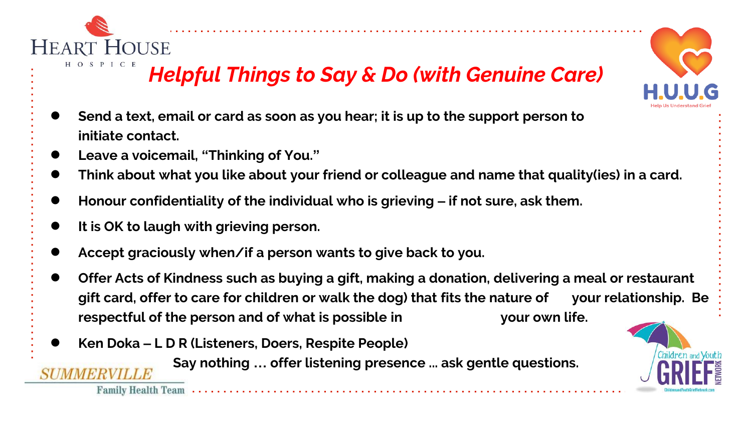## *Helpful Things to Say & Do (with Genuine Care)*

- **Send a text, email or card as soon as you hear; it is up to the support person to initiate contact.**
- **Leave a voicemail, "Thinking of You."**
- **Think about what you like about your friend or colleague and name that quality(ies) in a card.**
- **Honour confidentiality of the individual who is grieving – if not sure, ask them.**
- **It is OK to laugh with grieving person.**
- **Accept graciously when/if a person wants to give back to you.**
- **Offer Acts of Kindness such as buying a gift, making a donation, delivering a meal or restaurant gift card, offer to care for children or walk the dog) that fits the nature of your relationship. Be respectful of the person and of what is possible in your own life.**
- **Ken Doka – L D R (Listeners, Doers, Respite People)**

  **Say nothing … offer listening presence … ask gentle questions.**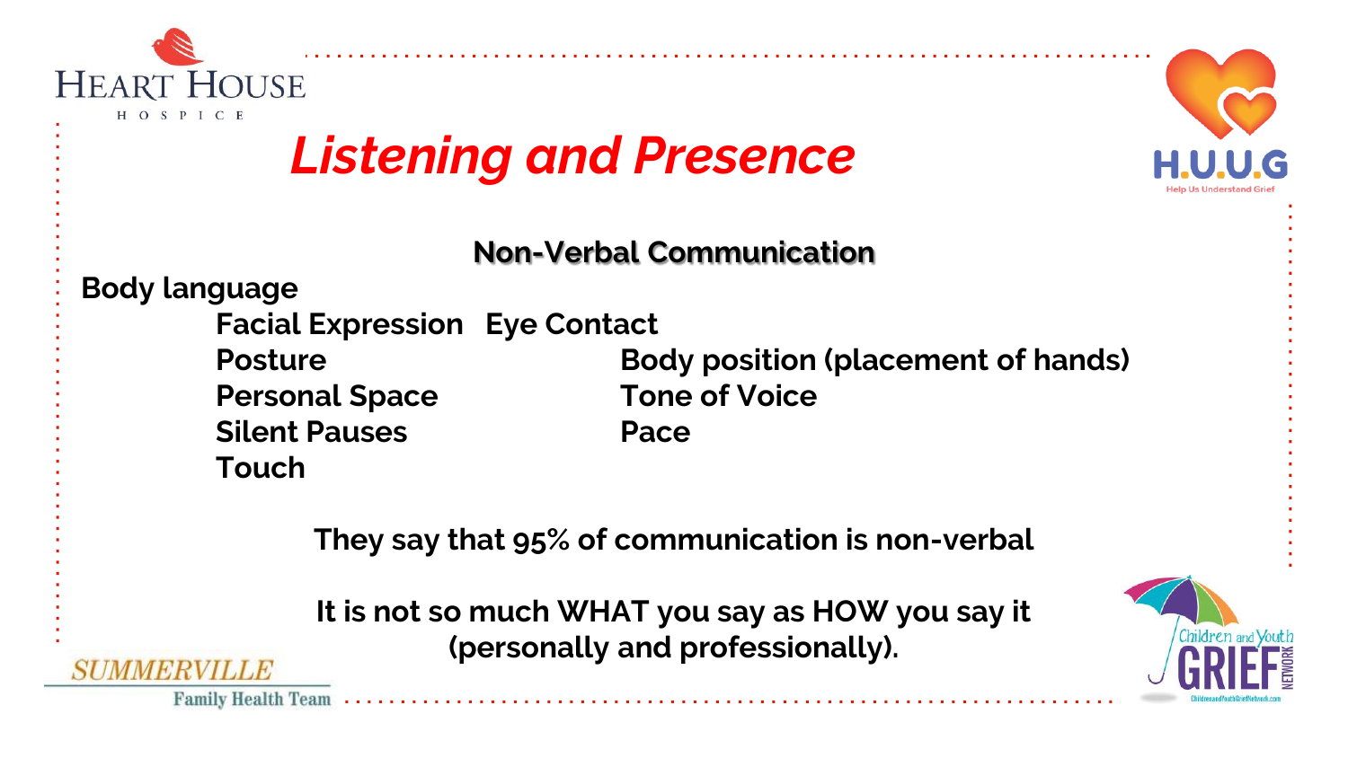# *Listening and Presence*

## Non-Verbal Communication

**Body language**

- **Facial Expression**
- **Eye Contact**
- **Posture**
- **Body position (placement of hands)**
- **Personal Space**
- **Tone of Voice**
- **Silent Pauses**
- **Pace**
- **Touch**

**They say that 95% of communication is non-verbal**

**It is not so much WHAT you say as HOW you say it (personally and professionally).**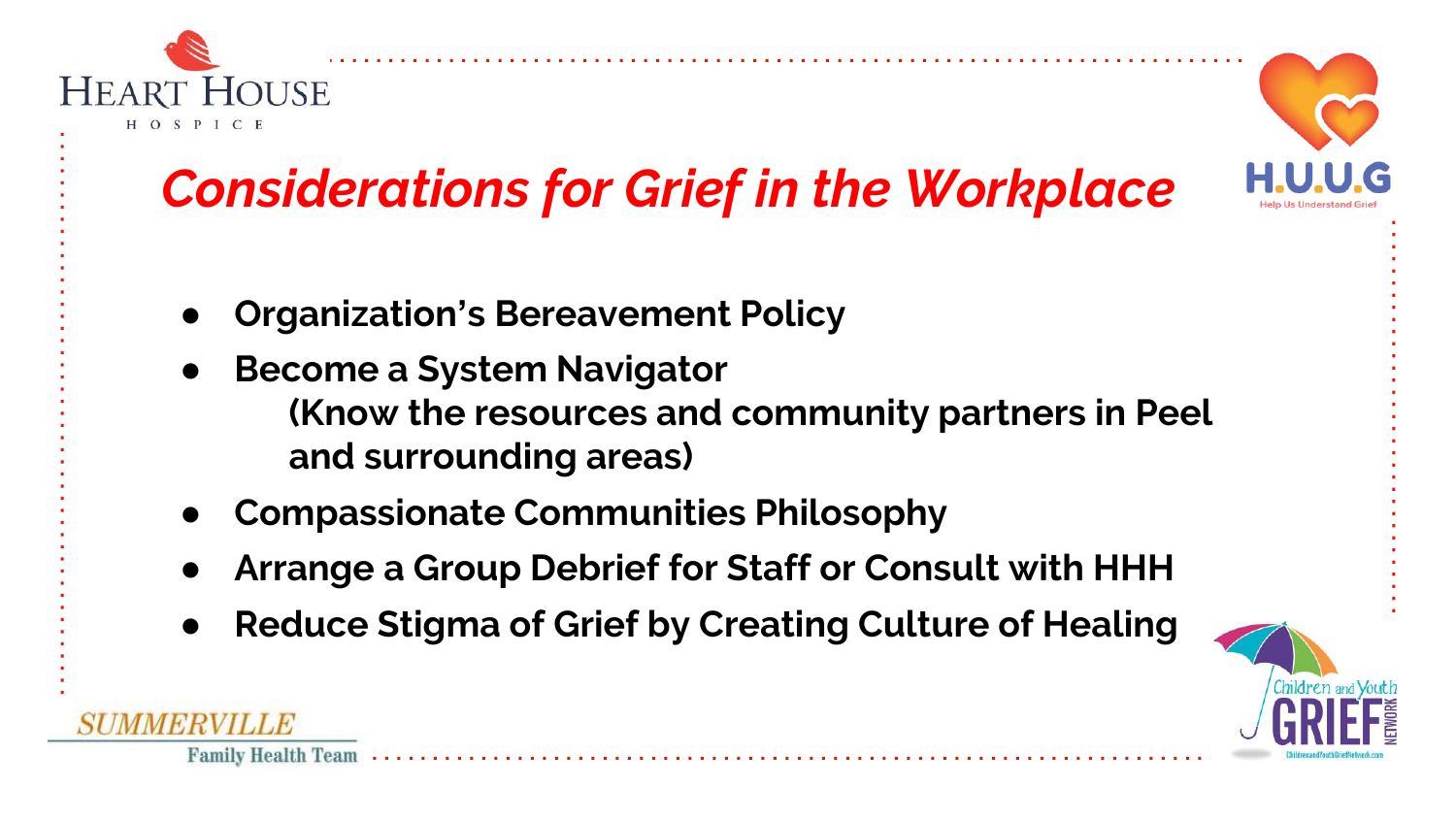# *Considerations for Grief in the Workplace*

- **Organization's Bereavement Policy**
- **Become a System Navigator**
  **(Know the resources and community partners in Peel and surrounding areas)**
- **Compassionate Communities Philosophy**
- **Arrange a Group Debrief for Staff or Consult with HHH**
- **Reduce Stigma of Grief by Creating Culture of Healing**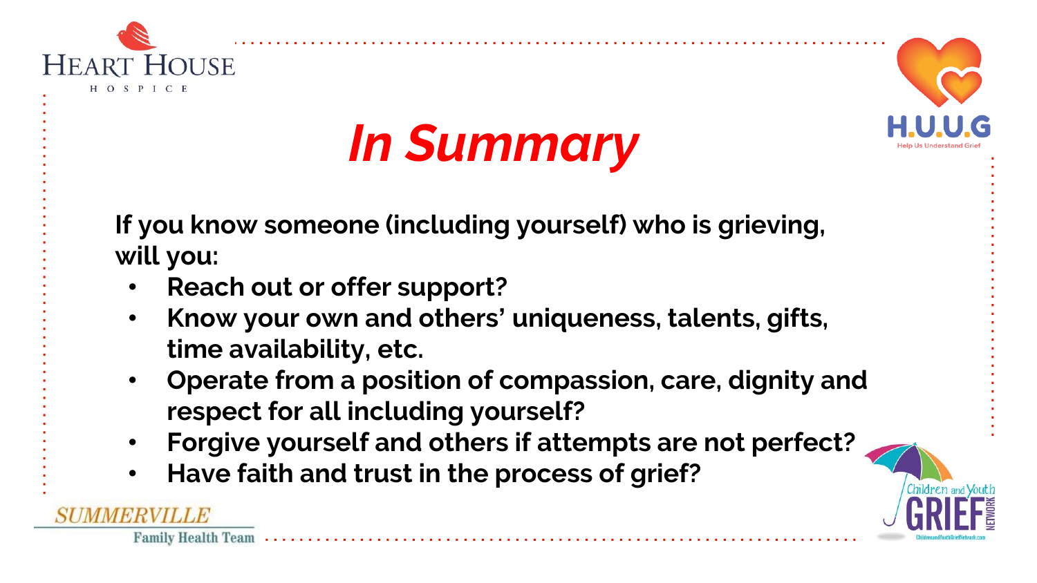# *In Summary*

**If you know someone (including yourself) who is grieving, will you:**

- **Reach out or offer support?**
- **Know your own and others' uniqueness, talents, gifts, time availability, etc.**
- **Operate from a position of compassion, care, dignity and respect for all including yourself?**
- **Forgive yourself and others if attempts are not perfect?**
- **Have faith and trust in the process of grief?**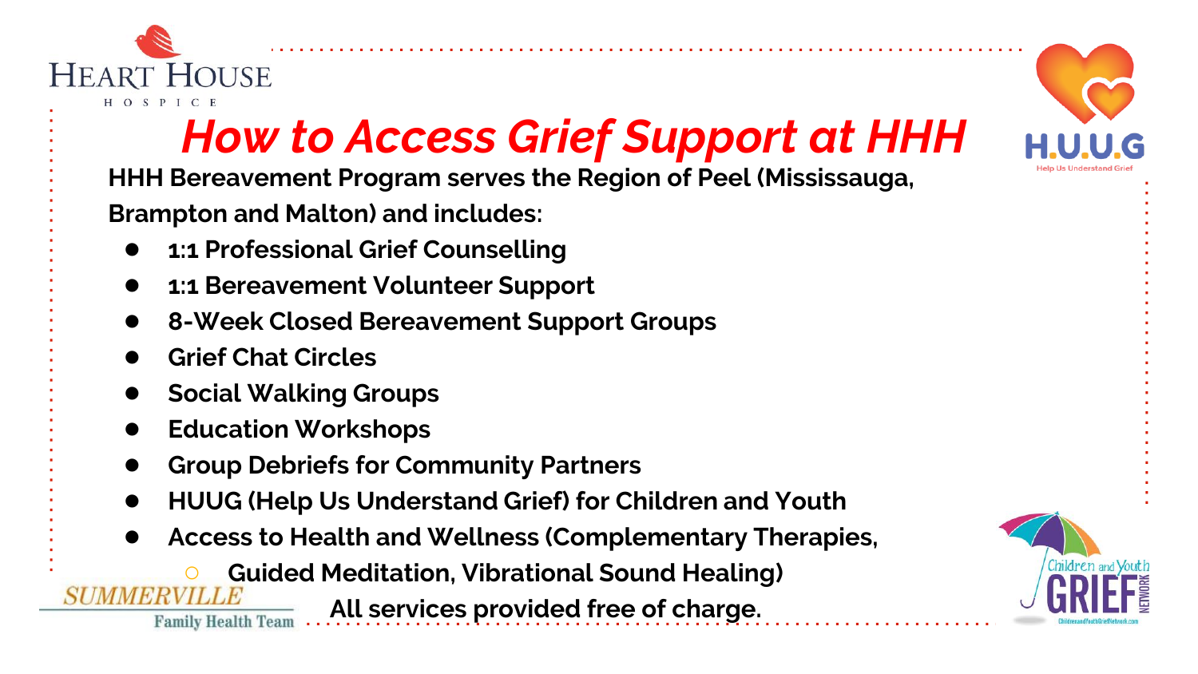# *How to Access Grief Support at HHH*

**HHH Bereavement Program serves the Region of Peel (Mississauga, Brampton and Malton) and includes:**

- **1:1 Professional Grief Counselling**
- **1:1 Bereavement Volunteer Support**
- **8-Week Closed Bereavement Support Groups**
- **Grief Chat Circles**
- **Social Walking Groups**
- **Education Workshops**
- **Group Debriefs for Community Partners**
- **HUUG (Help Us Understand Grief) for Children and Youth**
- **Access to Health and Wellness (Complementary Therapies,**
  - **Guided Meditation, Vibrational Sound Healing)**

**All services provided free of charge.**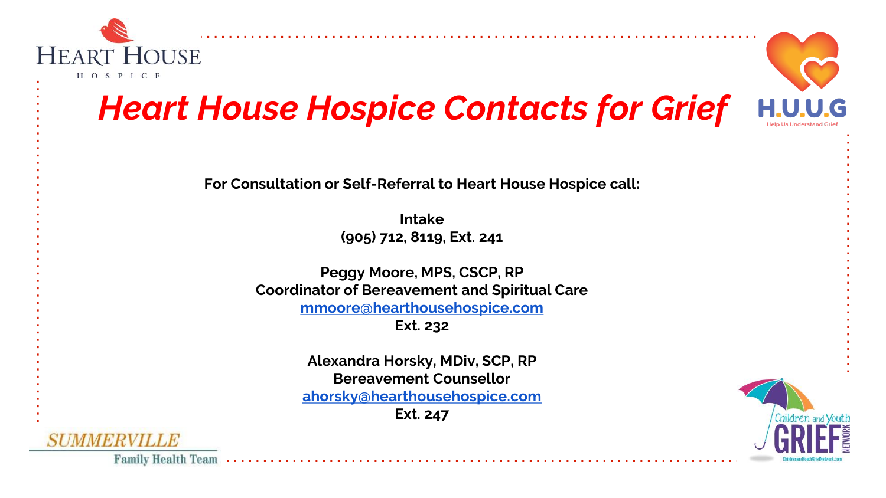# Heart House Hospice Contacts for Grief

**For Consultation or Self-Referral to Heart House Hospice call:**

**Intake**
**(905) 712, 8119, Ext. 241**

**Peggy Moore, MPS, CSCP, RP**
**Coordinator of Bereavement and Spiritual Care**
**mmoore@hearthousehospice.com**
**Ext. 232**

**Alexandra Horsky, MDiv, SCP, RP**
**Bereavement Counsellor**
**ahorsky@hearthousehospice.com**
**Ext. 247**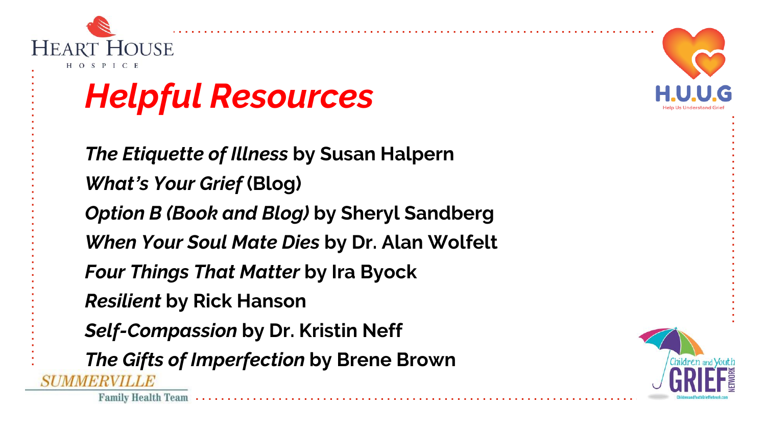# Helpful Resources

*The Etiquette of Illness* **by Susan Halpern**

*What's Your Grief* **(Blog)**

*Option B (Book and Blog)* **by Sheryl Sandberg**

*When Your Soul Mate Dies* **by Dr. Alan Wolfelt**

*Four Things That Matter* **by Ira Byock**

*Resilient* **by Rick Hanson**

*Self-Compassion* **by Dr. Kristin Neff**

*The Gifts of Imperfection* **by Brene Brown**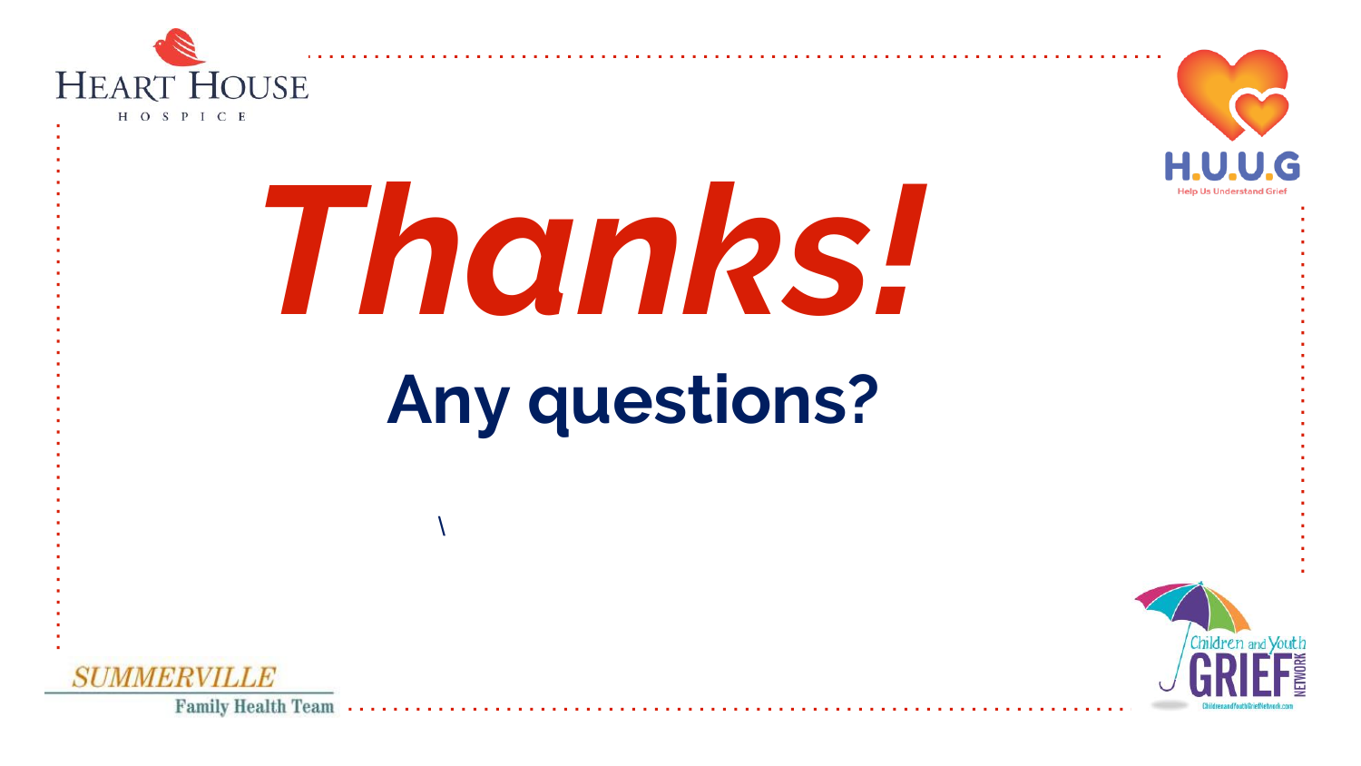# Thanks!

## Any questions?

\